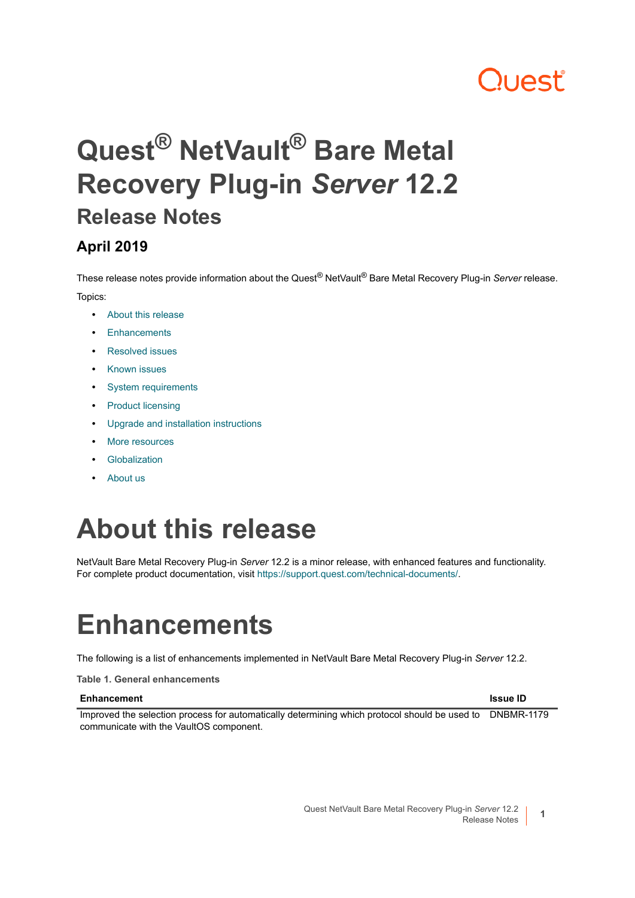# Quest® NetVault® Bare Metal Recovery Plug-in *Server* 12.2

## Release Notes

### April 2019

These release notes provide information about the Quest® NetVault® Bare Metal Recovery Plug-in *Server* release.

Topics:

- About this release
- Enhancements
- Resolved issues
- Known issues
- System requirements
- Product licensing
- Upgrade and installation instructions
- More resources
- Globalization
- About us

# About this release

NetVault Bare Metal Recovery Plug-in *Server* 12.2 is a minor release, with enhanced features and functionality. For complete product documentation, visit https://support.quest.com/technical-documents/.

# Enhancements

The following is a list of enhancements implemented in NetVault Bare Metal Recovery Plug-in *Server* 12.2.

**Table 1. General enhancements**

| Enhancement | Issue ID |
| --- | --- |
| Improved the selection process for automatically determining which protocol should be used to communicate with the VaultOS component. | DNBMR-1179 |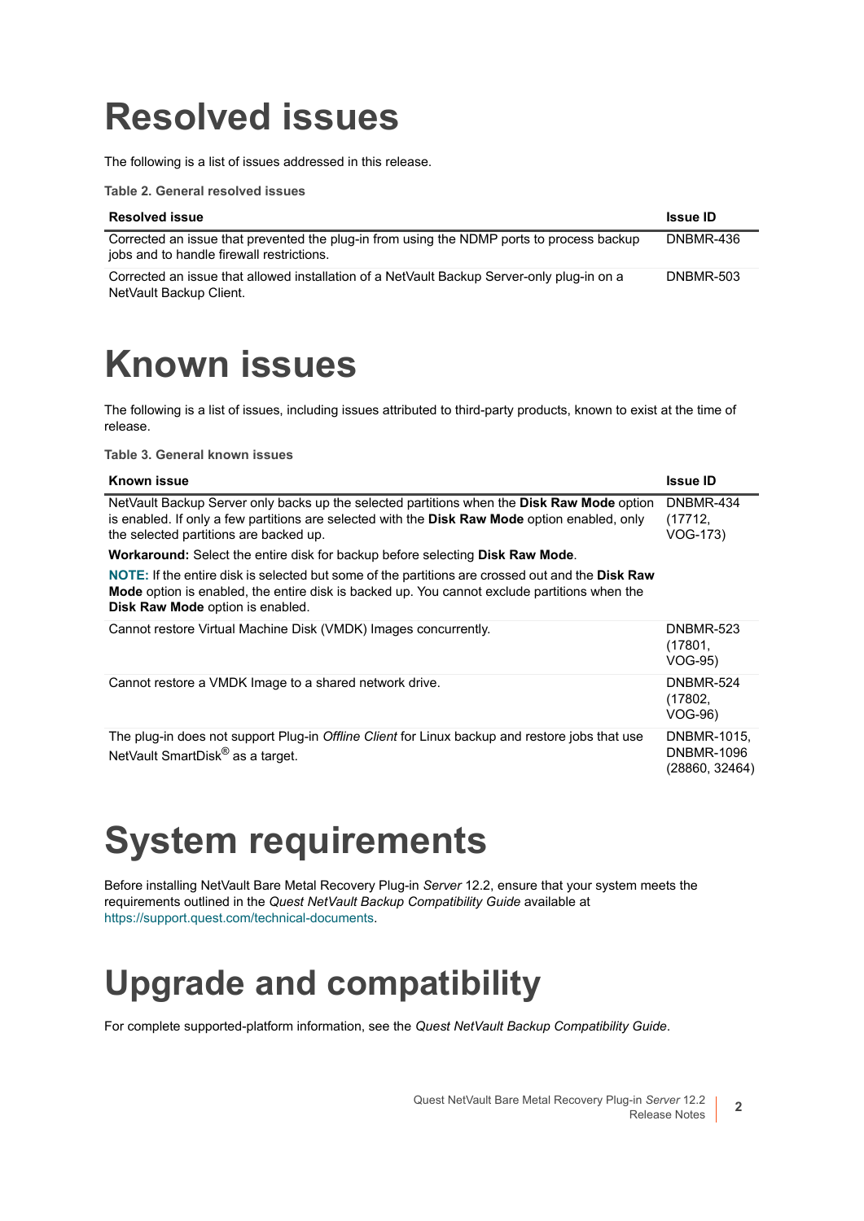# Resolved issues

The following is a list of issues addressed in this release.

**Table 2. General resolved issues**

| Resolved issue | Issue ID |
| --- | --- |
| Corrected an issue that prevented the plug-in from using the NDMP ports to process backup jobs and to handle firewall restrictions. | DNBMR-436 |
| Corrected an issue that allowed installation of a NetVault Backup Server-only plug-in on a NetVault Backup Client. | DNBMR-503 |

# Known issues

The following is a list of issues, including issues attributed to third-party products, known to exist at the time of release.

**Table 3. General known issues**

| Known issue | Issue ID |
| --- | --- |
| NetVault Backup Server only backs up the selected partitions when the **Disk Raw Mode** option is enabled. If only a few partitions are selected with the **Disk Raw Mode** option enabled, only the selected partitions are backed up.<br>**Workaround:** Select the entire disk for backup before selecting **Disk Raw Mode**.<br>**NOTE:** If the entire disk is selected but some of the partitions are crossed out and the **Disk Raw Mode** option is enabled, the entire disk is backed up. You cannot exclude partitions when the **Disk Raw Mode** option is enabled. | DNBMR-434 (17712, VOG-173) |
| Cannot restore Virtual Machine Disk (VMDK) Images concurrently. | DNBMR-523 (17801, VOG-95) |
| Cannot restore a VMDK Image to a shared network drive. | DNBMR-524 (17802, VOG-96) |
| The plug-in does not support Plug-in *Offline Client* for Linux backup and restore jobs that use NetVault SmartDisk® as a target. | DNBMR-1015, DNBMR-1096 (28860, 32464) |

# System requirements

Before installing NetVault Bare Metal Recovery Plug-in *Server* 12.2, ensure that your system meets the requirements outlined in the *Quest NetVault Backup Compatibility Guide* available at https://support.quest.com/technical-documents.

# Upgrade and compatibility

For complete supported-platform information, see the *Quest NetVault Backup Compatibility Guide*.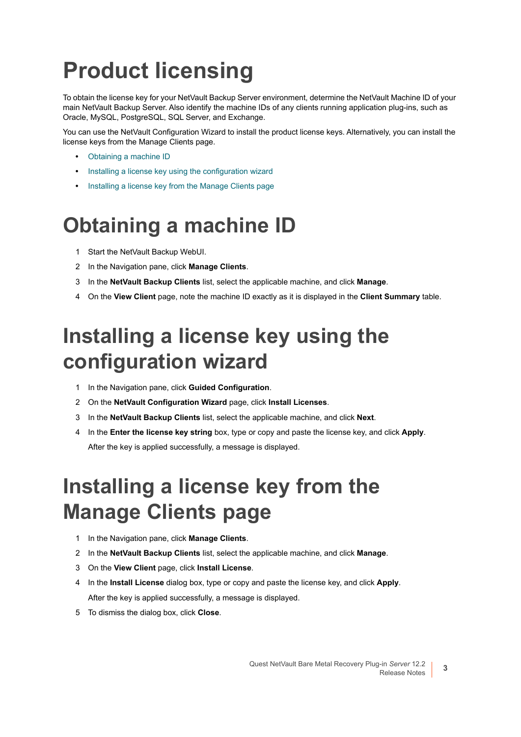# Product licensing

To obtain the license key for your NetVault Backup Server environment, determine the NetVault Machine ID of your main NetVault Backup Server. Also identify the machine IDs of any clients running application plug-ins, such as Oracle, MySQL, PostgreSQL, SQL Server, and Exchange.

You can use the NetVault Configuration Wizard to install the product license keys. Alternatively, you can install the license keys from the Manage Clients page.

- Obtaining a machine ID
- Installing a license key using the configuration wizard
- Installing a license key from the Manage Clients page

# Obtaining a machine ID

1. Start the NetVault Backup WebUI.
2. In the Navigation pane, click **Manage Clients**.
3. In the **NetVault Backup Clients** list, select the applicable machine, and click **Manage**.
4. On the **View Client** page, note the machine ID exactly as it is displayed in the **Client Summary** table.

# Installing a license key using the configuration wizard

1. In the Navigation pane, click **Guided Configuration**.
2. On the **NetVault Configuration Wizard** page, click **Install Licenses**.
3. In the **NetVault Backup Clients** list, select the applicable machine, and click **Next**.
4. In the **Enter the license key string** box, type or copy and paste the license key, and click **Apply**.

   After the key is applied successfully, a message is displayed.

# Installing a license key from the Manage Clients page

1. In the Navigation pane, click **Manage Clients**.
2. In the **NetVault Backup Clients** list, select the applicable machine, and click **Manage**.
3. On the **View Client** page, click **Install License**.
4. In the **Install License** dialog box, type or copy and paste the license key, and click **Apply**.

   After the key is applied successfully, a message is displayed.
5. To dismiss the dialog box, click **Close**.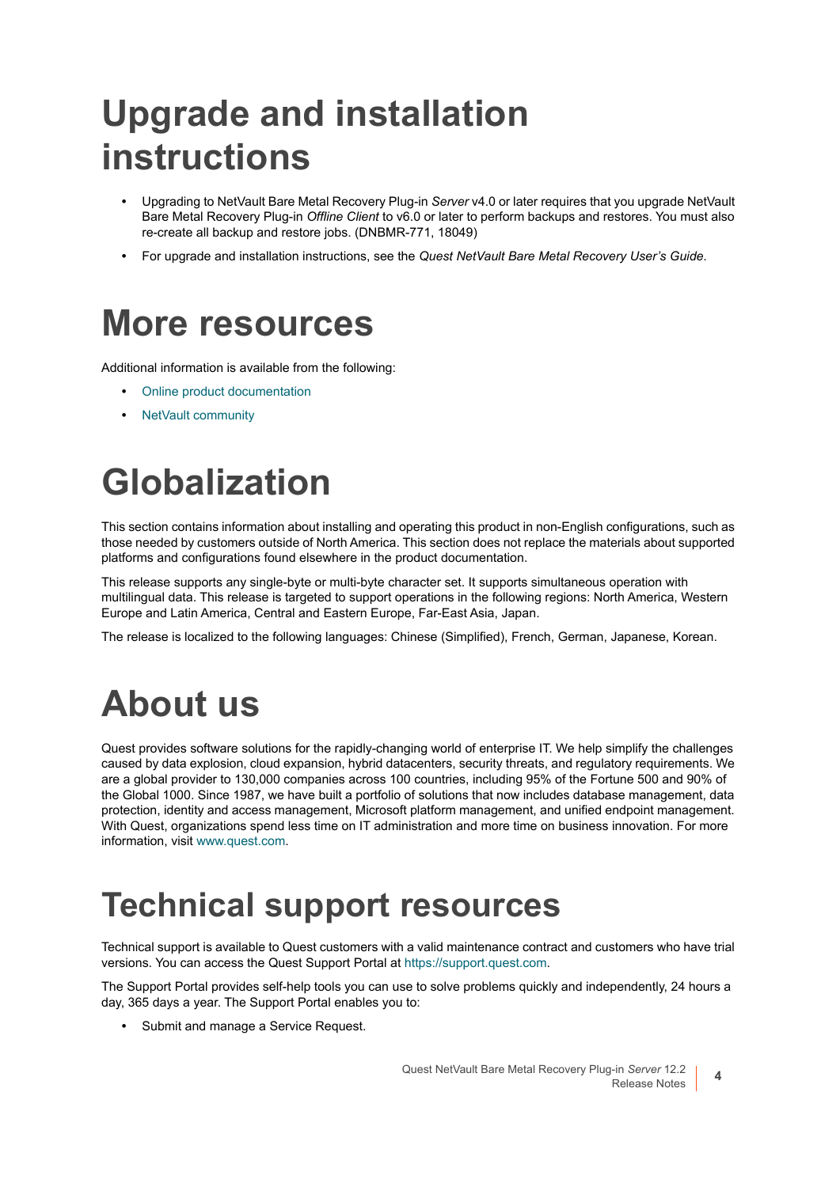# Upgrade and installation instructions

- Upgrading to NetVault Bare Metal Recovery Plug-in *Server* v4.0 or later requires that you upgrade NetVault Bare Metal Recovery Plug-in *Offline Client* to v6.0 or later to perform backups and restores. You must also re-create all backup and restore jobs. (DNBMR-771, 18049)
- For upgrade and installation instructions, see the *Quest NetVault Bare Metal Recovery User's Guide*.

# More resources

Additional information is available from the following:

- Online product documentation
- NetVault community

# Globalization

This section contains information about installing and operating this product in non-English configurations, such as those needed by customers outside of North America. This section does not replace the materials about supported platforms and configurations found elsewhere in the product documentation.

This release supports any single-byte or multi-byte character set. It supports simultaneous operation with multilingual data. This release is targeted to support operations in the following regions: North America, Western Europe and Latin America, Central and Eastern Europe, Far-East Asia, Japan.

The release is localized to the following languages: Chinese (Simplified), French, German, Japanese, Korean.

# About us

Quest provides software solutions for the rapidly-changing world of enterprise IT. We help simplify the challenges caused by data explosion, cloud expansion, hybrid datacenters, security threats, and regulatory requirements. We are a global provider to 130,000 companies across 100 countries, including 95% of the Fortune 500 and 90% of the Global 1000. Since 1987, we have built a portfolio of solutions that now includes database management, data protection, identity and access management, Microsoft platform management, and unified endpoint management. With Quest, organizations spend less time on IT administration and more time on business innovation. For more information, visit www.quest.com.

# Technical support resources

Technical support is available to Quest customers with a valid maintenance contract and customers who have trial versions. You can access the Quest Support Portal at https://support.quest.com.

The Support Portal provides self-help tools you can use to solve problems quickly and independently, 24 hours a day, 365 days a year. The Support Portal enables you to:

- Submit and manage a Service Request.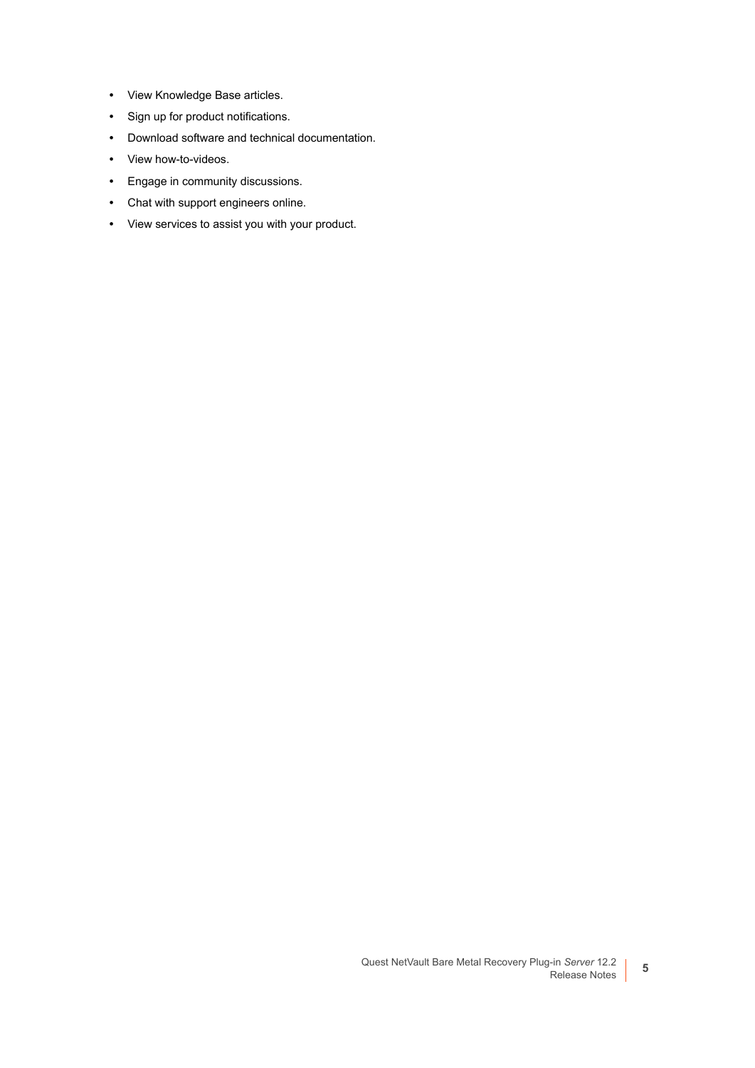- View Knowledge Base articles.
- Sign up for product notifications.
- Download software and technical documentation.
- View how-to-videos.
- Engage in community discussions.
- Chat with support engineers online.
- View services to assist you with your product.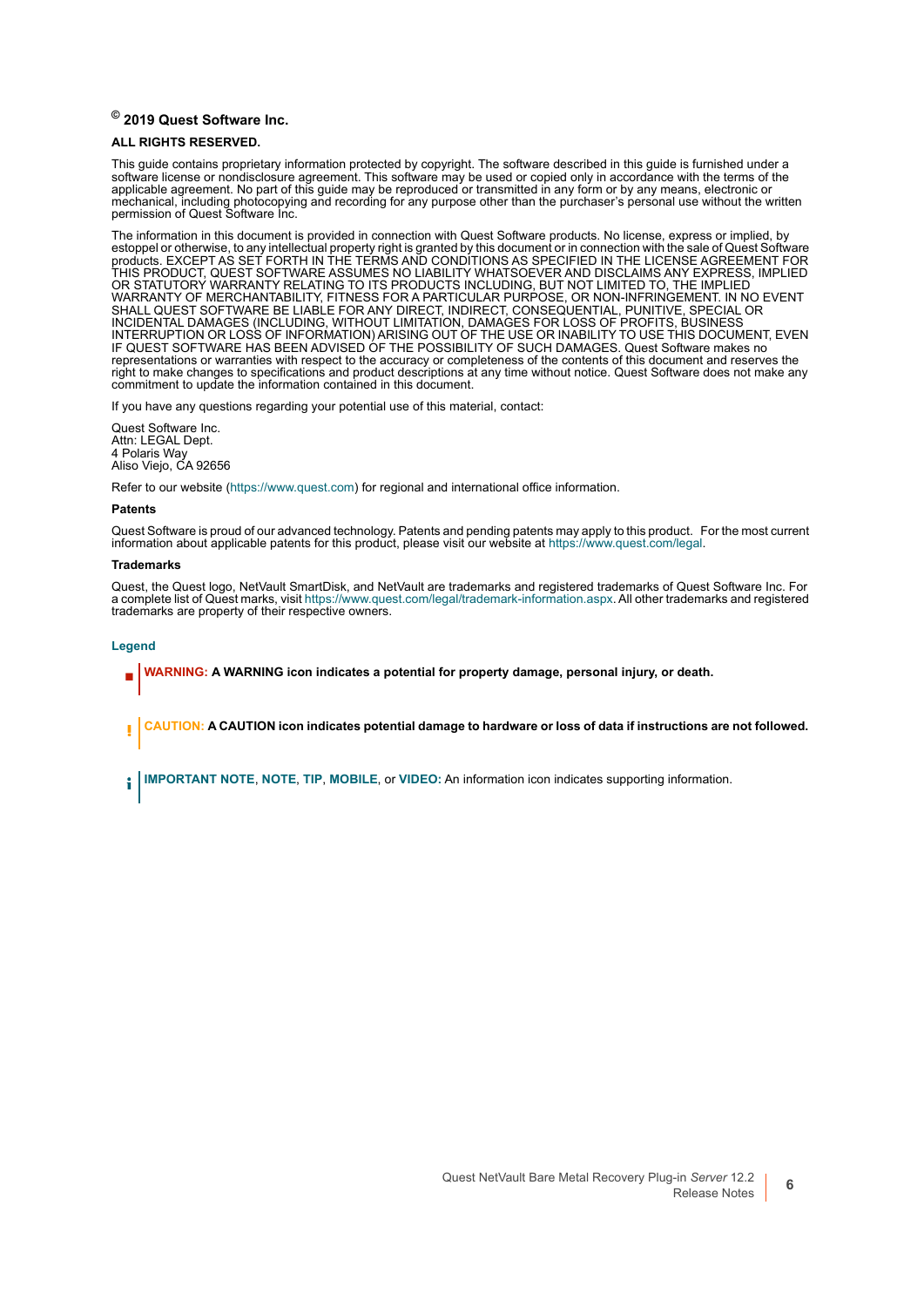**© 2019 Quest Software Inc.**

**ALL RIGHTS RESERVED.**

This guide contains proprietary information protected by copyright. The software described in this guide is furnished under a software license or nondisclosure agreement. This software may be used or copied only in accordance with the terms of the applicable agreement. No part of this guide may be reproduced or transmitted in any form or by any means, electronic or mechanical, including photocopying and recording for any purpose other than the purchaser's personal use without the written permission of Quest Software Inc.

The information in this document is provided in connection with Quest Software products. No license, express or implied, by estoppel or otherwise, to any intellectual property right is granted by this document or in connection with the sale of Quest Software products. EXCEPT AS SET FORTH IN THE TERMS AND CONDITIONS AS SPECIFIED IN THE LICENSE AGREEMENT FOR THIS PRODUCT, QUEST SOFTWARE ASSUMES NO LIABILITY WHATSOEVER AND DISCLAIMS ANY EXPRESS, IMPLIED OR STATUTORY WARRANTY RELATING TO ITS PRODUCTS INCLUDING, BUT NOT LIMITED TO, THE IMPLIED WARRANTY OF MERCHANTABILITY, FITNESS FOR A PARTICULAR PURPOSE, OR NON-INFRINGEMENT. IN NO EVENT SHALL QUEST SOFTWARE BE LIABLE FOR ANY DIRECT, INDIRECT, CONSEQUENTIAL, PUNITIVE, SPECIAL OR INCIDENTAL DAMAGES (INCLUDING, WITHOUT LIMITATION, DAMAGES FOR LOSS OF PROFITS, BUSINESS INTERRUPTION OR LOSS OF INFORMATION) ARISING OUT OF THE USE OR INABILITY TO USE THIS DOCUMENT, EVEN IF QUEST SOFTWARE HAS BEEN ADVISED OF THE POSSIBILITY OF SUCH DAMAGES. Quest Software makes no representations or warranties with respect to the accuracy or completeness of the contents of this document and reserves the right to make changes to specifications and product descriptions at any time without notice. Quest Software does not make any commitment to update the information contained in this document.

If you have any questions regarding your potential use of this material, contact:

Quest Software Inc.  
Attn: LEGAL Dept.  
4 Polaris Way  
Aliso Viejo, CA 92656

Refer to our website (https://www.quest.com) for regional and international office information.

**Patents**

Quest Software is proud of our advanced technology. Patents and pending patents may apply to this product. For the most current information about applicable patents for this product, please visit our website at https://www.quest.com/legal.

**Trademarks**

Quest, the Quest logo, NetVault SmartDisk, and NetVault are trademarks and registered trademarks of Quest Software Inc. For a complete list of Quest marks, visit https://www.quest.com/legal/trademark-information.aspx. All other trademarks and registered trademarks are property of their respective owners.

**Legend**

**WARNING: A WARNING icon indicates a potential for property damage, personal injury, or death.**

**CAUTION: A CAUTION icon indicates potential damage to hardware or loss of data if instructions are not followed.**

**IMPORTANT NOTE**, **NOTE**, **TIP**, **MOBILE**, or **VIDEO:** An information icon indicates supporting information.